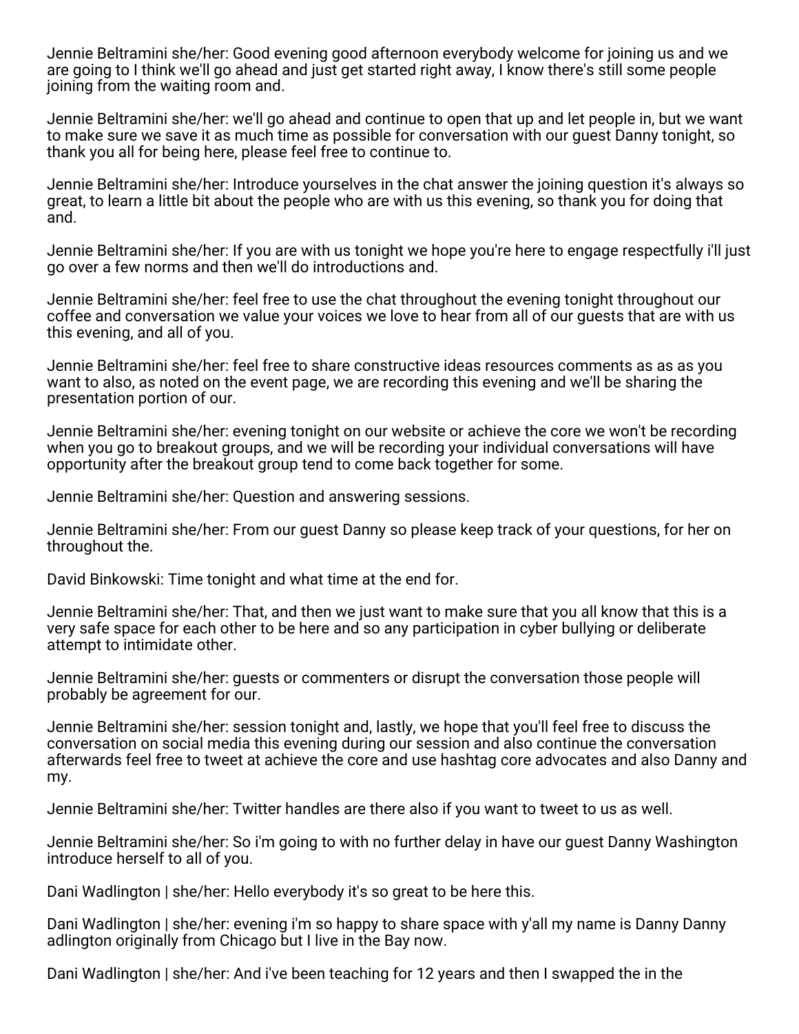Jennie Beltramini she/her: Good evening good afternoon everybody welcome for joining us and we are going to I think we'll go ahead and just get started right away, I know there's still some people joining from the waiting room and.

Jennie Beltramini she/her: we'll go ahead and continue to open that up and let people in, but we want to make sure we save it as much time as possible for conversation with our guest Danny tonight, so thank you all for being here, please feel free to continue to.

Jennie Beltramini she/her: Introduce yourselves in the chat answer the joining question it's always so great, to learn a little bit about the people who are with us this evening, so thank you for doing that and.

Jennie Beltramini she/her: If you are with us tonight we hope you're here to engage respectfully i'll just go over a few norms and then we'll do introductions and.

Jennie Beltramini she/her: feel free to use the chat throughout the evening tonight throughout our coffee and conversation we value your voices we love to hear from all of our guests that are with us this evening, and all of you.

Jennie Beltramini she/her: feel free to share constructive ideas resources comments as as as you want to also, as noted on the event page, we are recording this evening and we'll be sharing the presentation portion of our.

Jennie Beltramini she/her: evening tonight on our website or achieve the core we won't be recording when you go to breakout groups, and we will be recording your individual conversations will have opportunity after the breakout group tend to come back together for some.

Jennie Beltramini she/her: Question and answering sessions.

Jennie Beltramini she/her: From our guest Danny so please keep track of your questions, for her on throughout the.

David Binkowski: Time tonight and what time at the end for.

Jennie Beltramini she/her: That, and then we just want to make sure that you all know that this is a very safe space for each other to be here and so any participation in cyber bullying or deliberate attempt to intimidate other.

Jennie Beltramini she/her: guests or commenters or disrupt the conversation those people will probably be agreement for our.

Jennie Beltramini she/her: session tonight and, lastly, we hope that you'll feel free to discuss the conversation on social media this evening during our session and also continue the conversation afterwards feel free to tweet at achieve the core and use hashtag core advocates and also Danny and my.

Jennie Beltramini she/her: Twitter handles are there also if you want to tweet to us as well.

Jennie Beltramini she/her: So i'm going to with no further delay in have our guest Danny Washington introduce herself to all of you.

Dani Wadlington | she/her: Hello everybody it's so great to be here this.

Dani Wadlington | she/her: evening i'm so happy to share space with y'all my name is Danny Danny adlington originally from Chicago but I live in the Bay now.

Dani Wadlington | she/her: And i've been teaching for 12 years and then I swapped the in the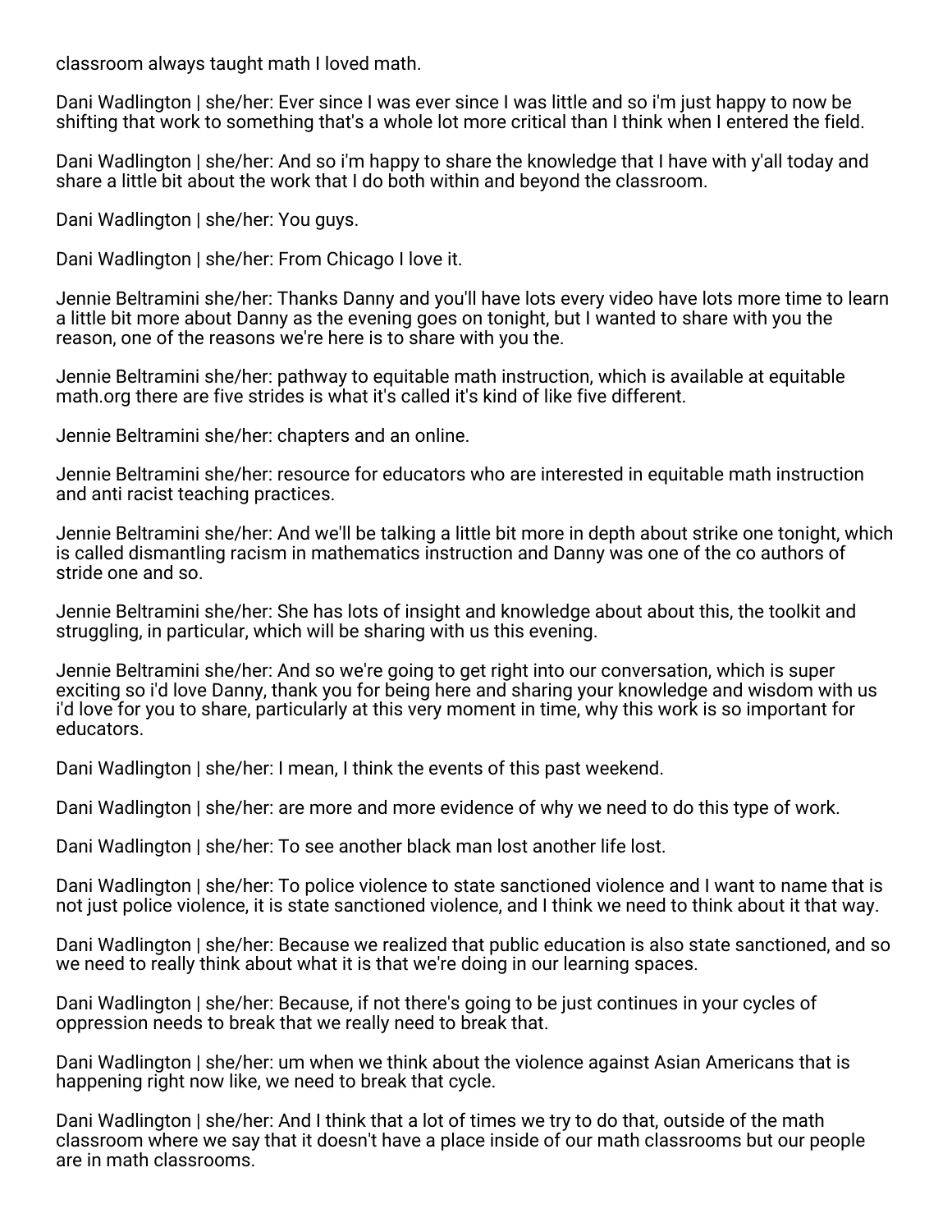classroom always taught math I loved math.

Dani Wadlington | she/her: Ever since I was ever since I was little and so i'm just happy to now be shifting that work to something that's a whole lot more critical than I think when I entered the field.

Dani Wadlington | she/her: And so i'm happy to share the knowledge that I have with y'all today and share a little bit about the work that I do both within and beyond the classroom.

Dani Wadlington | she/her: You guys.

Dani Wadlington | she/her: From Chicago I love it.

Jennie Beltramini she/her: Thanks Danny and you'll have lots every video have lots more time to learn a little bit more about Danny as the evening goes on tonight, but I wanted to share with you the reason, one of the reasons we're here is to share with you the.

Jennie Beltramini she/her: pathway to equitable math instruction, which is available at equitable math.org there are five strides is what it's called it's kind of like five different.

Jennie Beltramini she/her: chapters and an online.

Jennie Beltramini she/her: resource for educators who are interested in equitable math instruction and anti racist teaching practices.

Jennie Beltramini she/her: And we'll be talking a little bit more in depth about strike one tonight, which is called dismantling racism in mathematics instruction and Danny was one of the co authors of stride one and so.

Jennie Beltramini she/her: She has lots of insight and knowledge about about this, the toolkit and struggling, in particular, which will be sharing with us this evening.

Jennie Beltramini she/her: And so we're going to get right into our conversation, which is super exciting so i'd love Danny, thank you for being here and sharing your knowledge and wisdom with us i'd love for you to share, particularly at this very moment in time, why this work is so important for educators.

Dani Wadlington | she/her: I mean, I think the events of this past weekend.

Dani Wadlington | she/her: are more and more evidence of why we need to do this type of work.

Dani Wadlington | she/her: To see another black man lost another life lost.

Dani Wadlington | she/her: To police violence to state sanctioned violence and I want to name that is not just police violence, it is state sanctioned violence, and I think we need to think about it that way.

Dani Wadlington | she/her: Because we realized that public education is also state sanctioned, and so we need to really think about what it is that we're doing in our learning spaces.

Dani Wadlington | she/her: Because, if not there's going to be just continues in your cycles of oppression needs to break that we really need to break that.

Dani Wadlington | she/her: um when we think about the violence against Asian Americans that is happening right now like, we need to break that cycle.

Dani Wadlington | she/her: And I think that a lot of times we try to do that, outside of the math classroom where we say that it doesn't have a place inside of our math classrooms but our people are in math classrooms.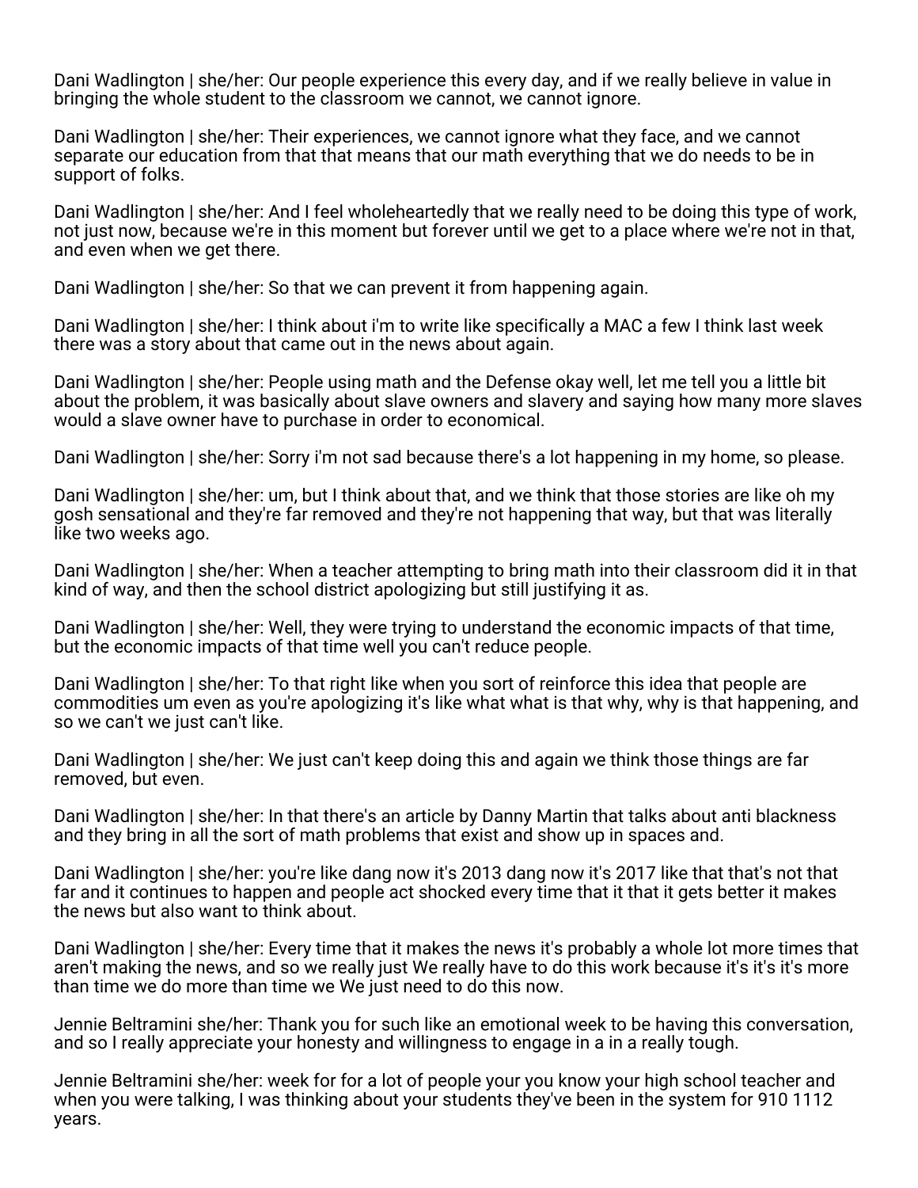Dani Wadlington | she/her: Our people experience this every day, and if we really believe in value in bringing the whole student to the classroom we cannot, we cannot ignore.

Dani Wadlington | she/her: Their experiences, we cannot ignore what they face, and we cannot separate our education from that that means that our math everything that we do needs to be in support of folks.

Dani Wadlington | she/her: And I feel wholeheartedly that we really need to be doing this type of work, not just now, because we're in this moment but forever until we get to a place where we're not in that, and even when we get there.

Dani Wadlington | she/her: So that we can prevent it from happening again.

Dani Wadlington | she/her: I think about i'm to write like specifically a MAC a few I think last week there was a story about that came out in the news about again.

Dani Wadlington | she/her: People using math and the Defense okay well, let me tell you a little bit about the problem, it was basically about slave owners and slavery and saying how many more slaves would a slave owner have to purchase in order to economical.

Dani Wadlington | she/her: Sorry i'm not sad because there's a lot happening in my home, so please.

Dani Wadlington | she/her: um, but I think about that, and we think that those stories are like oh my gosh sensational and they're far removed and they're not happening that way, but that was literally like two weeks ago.

Dani Wadlington | she/her: When a teacher attempting to bring math into their classroom did it in that kind of way, and then the school district apologizing but still justifying it as.

Dani Wadlington | she/her: Well, they were trying to understand the economic impacts of that time, but the economic impacts of that time well you can't reduce people.

Dani Wadlington | she/her: To that right like when you sort of reinforce this idea that people are commodities um even as you're apologizing it's like what what is that why, why is that happening, and so we can't we just can't like.

Dani Wadlington | she/her: We just can't keep doing this and again we think those things are far removed, but even.

Dani Wadlington | she/her: In that there's an article by Danny Martin that talks about anti blackness and they bring in all the sort of math problems that exist and show up in spaces and.

Dani Wadlington | she/her: you're like dang now it's 2013 dang now it's 2017 like that that's not that far and it continues to happen and people act shocked every time that it that it gets better it makes the news but also want to think about.

Dani Wadlington | she/her: Every time that it makes the news it's probably a whole lot more times that aren't making the news, and so we really just We really have to do this work because it's it's it's more than time we do more than time we We just need to do this now.

Jennie Beltramini she/her: Thank you for such like an emotional week to be having this conversation, and so I really appreciate your honesty and willingness to engage in a in a really tough.

Jennie Beltramini she/her: week for for a lot of people your you know your high school teacher and when you were talking, I was thinking about your students they've been in the system for 910 1112 years.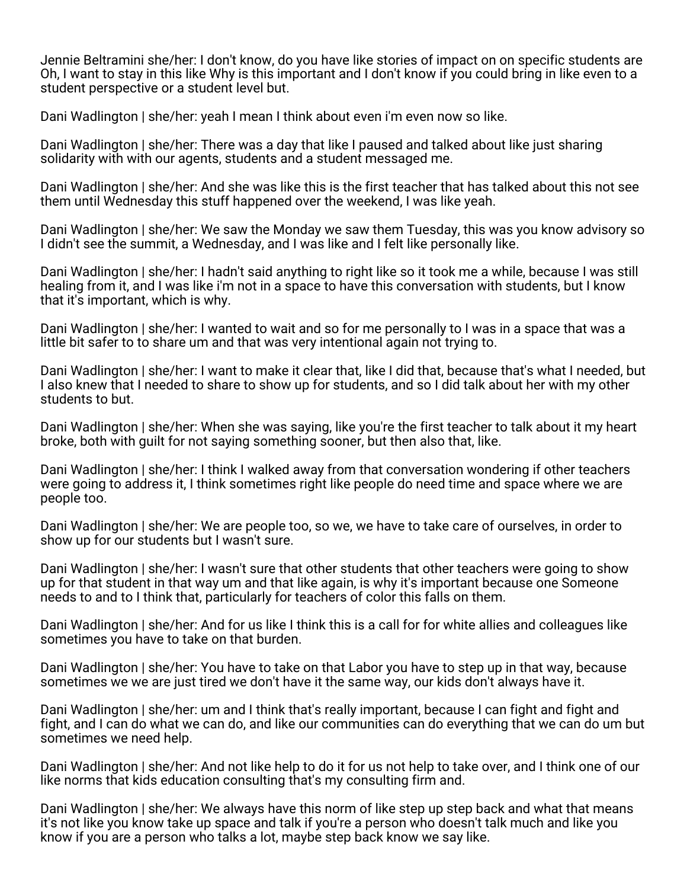Jennie Beltramini she/her: I don't know, do you have like stories of impact on on specific students are Oh, I want to stay in this like Why is this important and I don't know if you could bring in like even to a student perspective or a student level but.

Dani Wadlington | she/her: yeah I mean I think about even i'm even now so like.

Dani Wadlington | she/her: There was a day that like I paused and talked about like just sharing solidarity with with our agents, students and a student messaged me.

Dani Wadlington | she/her: And she was like this is the first teacher that has talked about this not see them until Wednesday this stuff happened over the weekend, I was like yeah.

Dani Wadlington | she/her: We saw the Monday we saw them Tuesday, this was you know advisory so I didn't see the summit, a Wednesday, and I was like and I felt like personally like.

Dani Wadlington | she/her: I hadn't said anything to right like so it took me a while, because I was still healing from it, and I was like i'm not in a space to have this conversation with students, but I know that it's important, which is why.

Dani Wadlington | she/her: I wanted to wait and so for me personally to I was in a space that was a little bit safer to to share um and that was very intentional again not trying to.

Dani Wadlington | she/her: I want to make it clear that, like I did that, because that's what I needed, but I also knew that I needed to share to show up for students, and so I did talk about her with my other students to but.

Dani Wadlington | she/her: When she was saying, like you're the first teacher to talk about it my heart broke, both with guilt for not saying something sooner, but then also that, like.

Dani Wadlington | she/her: I think I walked away from that conversation wondering if other teachers were going to address it, I think sometimes right like people do need time and space where we are people too.

Dani Wadlington | she/her: We are people too, so we, we have to take care of ourselves, in order to show up for our students but I wasn't sure.

Dani Wadlington | she/her: I wasn't sure that other students that other teachers were going to show up for that student in that way um and that like again, is why it's important because one Someone needs to and to I think that, particularly for teachers of color this falls on them.

Dani Wadlington | she/her: And for us like I think this is a call for for white allies and colleagues like sometimes you have to take on that burden.

Dani Wadlington | she/her: You have to take on that Labor you have to step up in that way, because sometimes we we are just tired we don't have it the same way, our kids don't always have it.

Dani Wadlington | she/her: um and I think that's really important, because I can fight and fight and fight, and I can do what we can do, and like our communities can do everything that we can do um but sometimes we need help.

Dani Wadlington | she/her: And not like help to do it for us not help to take over, and I think one of our like norms that kids education consulting that's my consulting firm and.

Dani Wadlington | she/her: We always have this norm of like step up step back and what that means it's not like you know take up space and talk if you're a person who doesn't talk much and like you know if you are a person who talks a lot, maybe step back know we say like.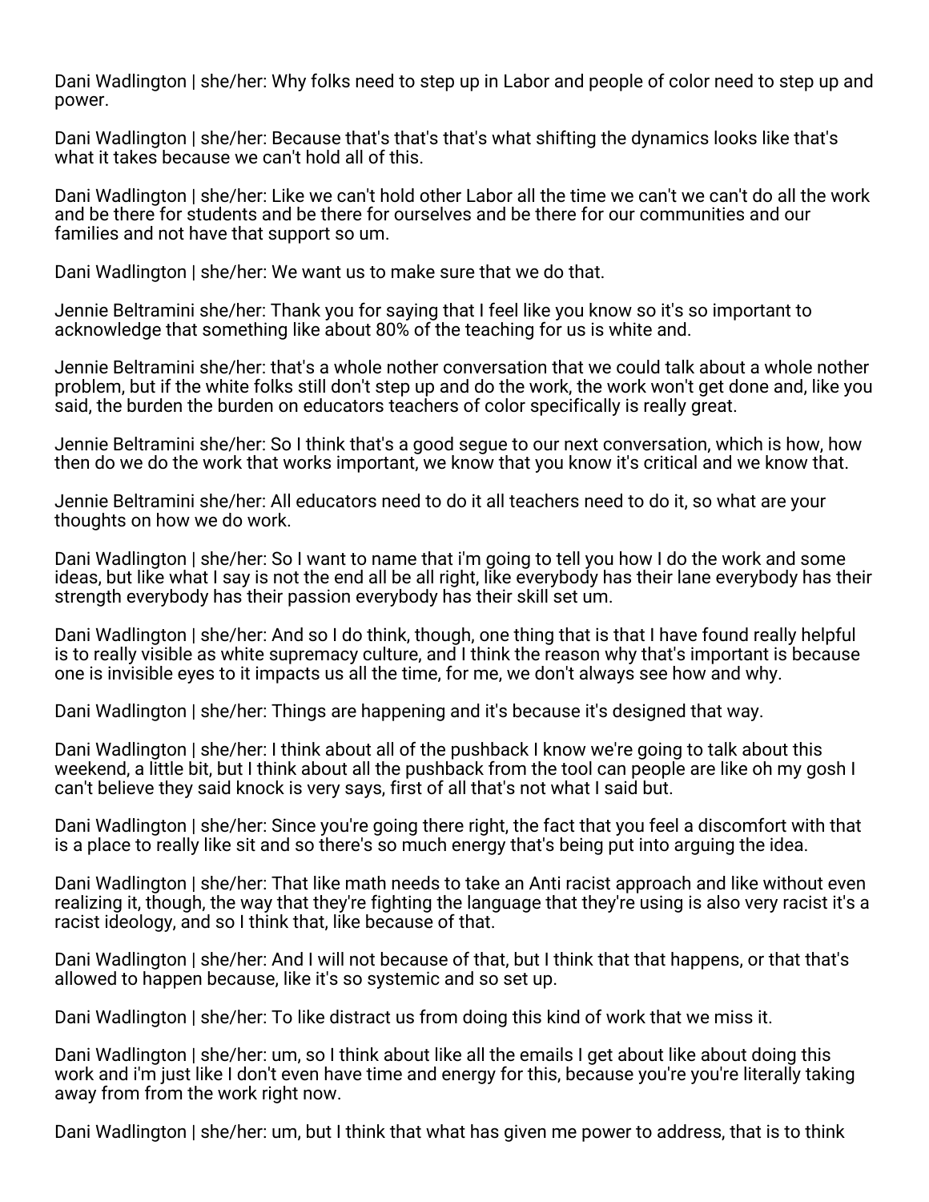Dani Wadlington | she/her: Why folks need to step up in Labor and people of color need to step up and power.

Dani Wadlington | she/her: Because that's that's that's what shifting the dynamics looks like that's what it takes because we can't hold all of this.

Dani Wadlington | she/her: Like we can't hold other Labor all the time we can't we can't do all the work and be there for students and be there for ourselves and be there for our communities and our families and not have that support so um.

Dani Wadlington | she/her: We want us to make sure that we do that.

Jennie Beltramini she/her: Thank you for saying that I feel like you know so it's so important to acknowledge that something like about 80% of the teaching for us is white and.

Jennie Beltramini she/her: that's a whole nother conversation that we could talk about a whole nother problem, but if the white folks still don't step up and do the work, the work won't get done and, like you said, the burden the burden on educators teachers of color specifically is really great.

Jennie Beltramini she/her: So I think that's a good segue to our next conversation, which is how, how then do we do the work that works important, we know that you know it's critical and we know that.

Jennie Beltramini she/her: All educators need to do it all teachers need to do it, so what are your thoughts on how we do work.

Dani Wadlington | she/her: So I want to name that i'm going to tell you how I do the work and some ideas, but like what I say is not the end all be all right, like everybody has their lane everybody has their strength everybody has their passion everybody has their skill set um.

Dani Wadlington | she/her: And so I do think, though, one thing that is that I have found really helpful is to really visible as white supremacy culture, and I think the reason why that's important is because one is invisible eyes to it impacts us all the time, for me, we don't always see how and why.

Dani Wadlington | she/her: Things are happening and it's because it's designed that way.

Dani Wadlington | she/her: I think about all of the pushback I know we're going to talk about this weekend, a little bit, but I think about all the pushback from the tool can people are like oh my gosh I can't believe they said knock is very says, first of all that's not what I said but.

Dani Wadlington | she/her: Since you're going there right, the fact that you feel a discomfort with that is a place to really like sit and so there's so much energy that's being put into arguing the idea.

Dani Wadlington | she/her: That like math needs to take an Anti racist approach and like without even realizing it, though, the way that they're fighting the language that they're using is also very racist it's a racist ideology, and so I think that, like because of that.

Dani Wadlington | she/her: And I will not because of that, but I think that that happens, or that that's allowed to happen because, like it's so systemic and so set up.

Dani Wadlington | she/her: To like distract us from doing this kind of work that we miss it.

Dani Wadlington | she/her: um, so I think about like all the emails I get about like about doing this work and i'm just like I don't even have time and energy for this, because you're you're literally taking away from from the work right now.

Dani Wadlington | she/her: um, but I think that what has given me power to address, that is to think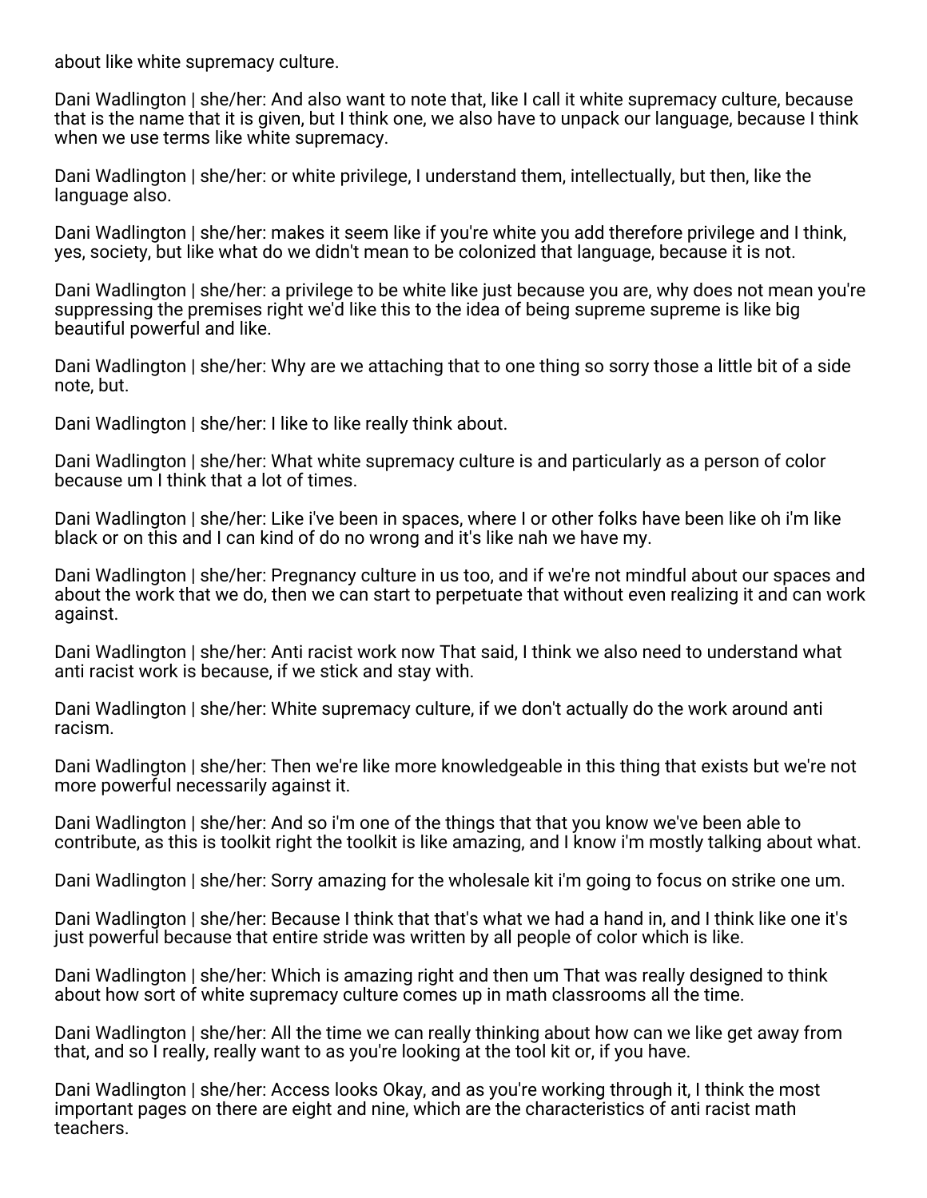about like white supremacy culture.

Dani Wadlington | she/her: And also want to note that, like I call it white supremacy culture, because that is the name that it is given, but I think one, we also have to unpack our language, because I think when we use terms like white supremacy.

Dani Wadlington | she/her: or white privilege, I understand them, intellectually, but then, like the language also.

Dani Wadlington | she/her: makes it seem like if you're white you add therefore privilege and I think, yes, society, but like what do we didn't mean to be colonized that language, because it is not.

Dani Wadlington | she/her: a privilege to be white like just because you are, why does not mean you're suppressing the premises right we'd like this to the idea of being supreme supreme is like big beautiful powerful and like.

Dani Wadlington | she/her: Why are we attaching that to one thing so sorry those a little bit of a side note, but.

Dani Wadlington | she/her: I like to like really think about.

Dani Wadlington | she/her: What white supremacy culture is and particularly as a person of color because um I think that a lot of times.

Dani Wadlington | she/her: Like i've been in spaces, where I or other folks have been like oh i'm like black or on this and I can kind of do no wrong and it's like nah we have my.

Dani Wadlington | she/her: Pregnancy culture in us too, and if we're not mindful about our spaces and about the work that we do, then we can start to perpetuate that without even realizing it and can work against.

Dani Wadlington | she/her: Anti racist work now That said, I think we also need to understand what anti racist work is because, if we stick and stay with.

Dani Wadlington | she/her: White supremacy culture, if we don't actually do the work around anti racism.

Dani Wadlington | she/her: Then we're like more knowledgeable in this thing that exists but we're not more powerful necessarily against it.

Dani Wadlington | she/her: And so i'm one of the things that that you know we've been able to contribute, as this is toolkit right the toolkit is like amazing, and I know i'm mostly talking about what.

Dani Wadlington | she/her: Sorry amazing for the wholesale kit i'm going to focus on strike one um.

Dani Wadlington | she/her: Because I think that that's what we had a hand in, and I think like one it's just powerful because that entire stride was written by all people of color which is like.

Dani Wadlington | she/her: Which is amazing right and then um That was really designed to think about how sort of white supremacy culture comes up in math classrooms all the time.

Dani Wadlington | she/her: All the time we can really thinking about how can we like get away from that, and so I really, really want to as you're looking at the tool kit or, if you have.

Dani Wadlington | she/her: Access looks Okay, and as you're working through it, I think the most important pages on there are eight and nine, which are the characteristics of anti racist math teachers.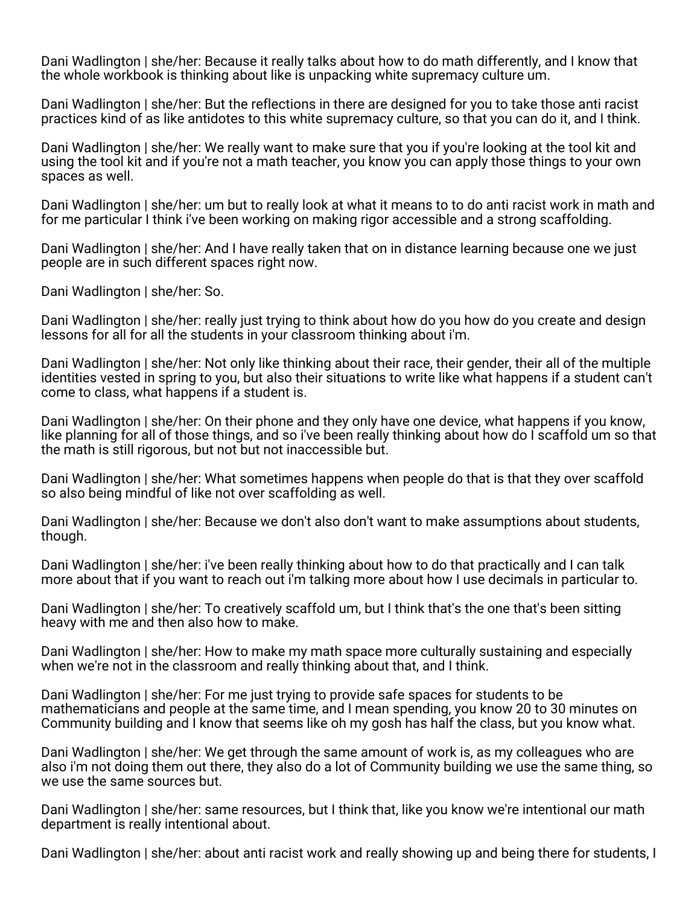Dani Wadlington | she/her: Because it really talks about how to do math differently, and I know that the whole workbook is thinking about like is unpacking white supremacy culture um.

Dani Wadlington | she/her: But the reflections in there are designed for you to take those anti racist practices kind of as like antidotes to this white supremacy culture, so that you can do it, and I think.

Dani Wadlington | she/her: We really want to make sure that you if you're looking at the tool kit and using the tool kit and if you're not a math teacher, you know you can apply those things to your own spaces as well.

Dani Wadlington | she/her: um but to really look at what it means to to do anti racist work in math and for me particular I think i've been working on making rigor accessible and a strong scaffolding.

Dani Wadlington | she/her: And I have really taken that on in distance learning because one we just people are in such different spaces right now.

Dani Wadlington | she/her: So.

Dani Wadlington | she/her: really just trying to think about how do you how do you create and design lessons for all for all the students in your classroom thinking about i'm.

Dani Wadlington | she/her: Not only like thinking about their race, their gender, their all of the multiple identities vested in spring to you, but also their situations to write like what happens if a student can't come to class, what happens if a student is.

Dani Wadlington | she/her: On their phone and they only have one device, what happens if you know, like planning for all of those things, and so i've been really thinking about how do I scaffold um so that the math is still rigorous, but not but not inaccessible but.

Dani Wadlington | she/her: What sometimes happens when people do that is that they over scaffold so also being mindful of like not over scaffolding as well.

Dani Wadlington | she/her: Because we don't also don't want to make assumptions about students, though.

Dani Wadlington | she/her: i've been really thinking about how to do that practically and I can talk more about that if you want to reach out i'm talking more about how I use decimals in particular to.

Dani Wadlington | she/her: To creatively scaffold um, but I think that's the one that's been sitting heavy with me and then also how to make.

Dani Wadlington | she/her: How to make my math space more culturally sustaining and especially when we're not in the classroom and really thinking about that, and I think.

Dani Wadlington | she/her: For me just trying to provide safe spaces for students to be mathematicians and people at the same time, and I mean spending, you know 20 to 30 minutes on Community building and I know that seems like oh my gosh has half the class, but you know what.

Dani Wadlington | she/her: We get through the same amount of work is, as my colleagues who are also i'm not doing them out there, they also do a lot of Community building we use the same thing, so we use the same sources but.

Dani Wadlington | she/her: same resources, but I think that, like you know we're intentional our math department is really intentional about.

Dani Wadlington | she/her: about anti racist work and really showing up and being there for students, I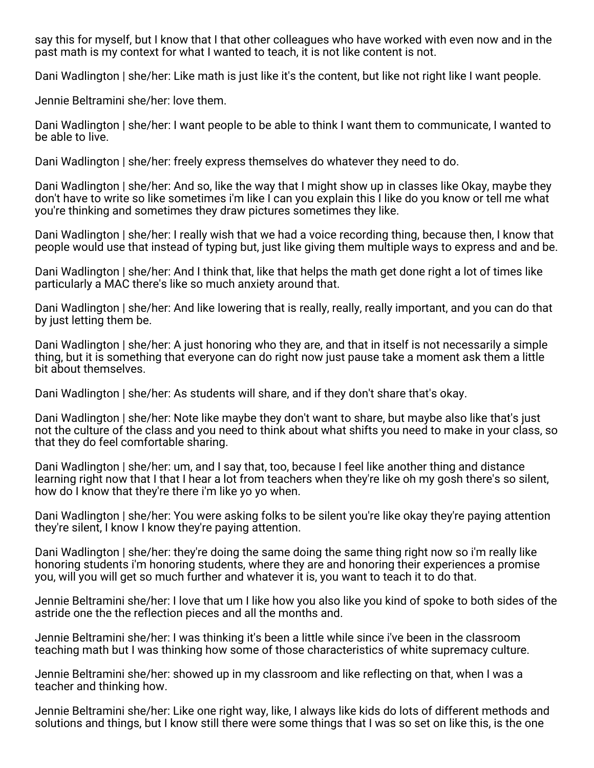say this for myself, but I know that I that other colleagues who have worked with even now and in the past math is my context for what I wanted to teach, it is not like content is not.

Dani Wadlington | she/her: Like math is just like it's the content, but like not right like I want people.

Jennie Beltramini she/her: love them.

Dani Wadlington | she/her: I want people to be able to think I want them to communicate, I wanted to be able to live.

Dani Wadlington | she/her: freely express themselves do whatever they need to do.

Dani Wadlington | she/her: And so, like the way that I might show up in classes like Okay, maybe they don't have to write so like sometimes i'm like I can you explain this I like do you know or tell me what you're thinking and sometimes they draw pictures sometimes they like.

Dani Wadlington | she/her: I really wish that we had a voice recording thing, because then, I know that people would use that instead of typing but, just like giving them multiple ways to express and and be.

Dani Wadlington | she/her: And I think that, like that helps the math get done right a lot of times like particularly a MAC there's like so much anxiety around that.

Dani Wadlington | she/her: And like lowering that is really, really, really important, and you can do that by just letting them be.

Dani Wadlington | she/her: A just honoring who they are, and that in itself is not necessarily a simple thing, but it is something that everyone can do right now just pause take a moment ask them a little bit about themselves.

Dani Wadlington | she/her: As students will share, and if they don't share that's okay.

Dani Wadlington | she/her: Note like maybe they don't want to share, but maybe also like that's just not the culture of the class and you need to think about what shifts you need to make in your class, so that they do feel comfortable sharing.

Dani Wadlington | she/her: um, and I say that, too, because I feel like another thing and distance learning right now that I that I hear a lot from teachers when they're like oh my gosh there's so silent, how do I know that they're there i'm like yo yo when.

Dani Wadlington | she/her: You were asking folks to be silent you're like okay they're paying attention they're silent, I know I know they're paying attention.

Dani Wadlington | she/her: they're doing the same doing the same thing right now so i'm really like honoring students i'm honoring students, where they are and honoring their experiences a promise you, will you will get so much further and whatever it is, you want to teach it to do that.

Jennie Beltramini she/her: I love that um I like how you also like you kind of spoke to both sides of the astride one the the reflection pieces and all the months and.

Jennie Beltramini she/her: I was thinking it's been a little while since i've been in the classroom teaching math but I was thinking how some of those characteristics of white supremacy culture.

Jennie Beltramini she/her: showed up in my classroom and like reflecting on that, when I was a teacher and thinking how.

Jennie Beltramini she/her: Like one right way, like, I always like kids do lots of different methods and solutions and things, but I know still there were some things that I was so set on like this, is the one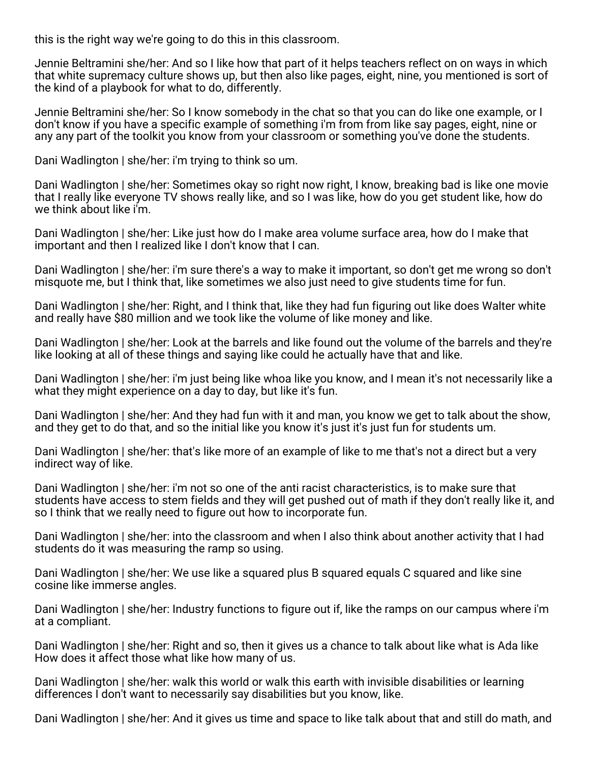this is the right way we're going to do this in this classroom.

Jennie Beltramini she/her: And so I like how that part of it helps teachers reflect on on ways in which that white supremacy culture shows up, but then also like pages, eight, nine, you mentioned is sort of the kind of a playbook for what to do, differently.

Jennie Beltramini she/her: So I know somebody in the chat so that you can do like one example, or I don't know if you have a specific example of something i'm from from like say pages, eight, nine or any any part of the toolkit you know from your classroom or something you've done the students.

Dani Wadlington | she/her: i'm trying to think so um.

Dani Wadlington | she/her: Sometimes okay so right now right, I know, breaking bad is like one movie that I really like everyone TV shows really like, and so I was like, how do you get student like, how do we think about like i'm.

Dani Wadlington | she/her: Like just how do I make area volume surface area, how do I make that important and then I realized like I don't know that I can.

Dani Wadlington | she/her: i'm sure there's a way to make it important, so don't get me wrong so don't misquote me, but I think that, like sometimes we also just need to give students time for fun.

Dani Wadlington | she/her: Right, and I think that, like they had fun figuring out like does Walter white and really have $80 million and we took like the volume of like money and like.

Dani Wadlington | she/her: Look at the barrels and like found out the volume of the barrels and they're like looking at all of these things and saying like could he actually have that and like.

Dani Wadlington | she/her: i'm just being like whoa like you know, and I mean it's not necessarily like a what they might experience on a day to day, but like it's fun.

Dani Wadlington | she/her: And they had fun with it and man, you know we get to talk about the show, and they get to do that, and so the initial like you know it's just it's just fun for students um.

Dani Wadlington | she/her: that's like more of an example of like to me that's not a direct but a very indirect way of like.

Dani Wadlington | she/her: i'm not so one of the anti racist characteristics, is to make sure that students have access to stem fields and they will get pushed out of math if they don't really like it, and so I think that we really need to figure out how to incorporate fun.

Dani Wadlington | she/her: into the classroom and when I also think about another activity that I had students do it was measuring the ramp so using.

Dani Wadlington | she/her: We use like a squared plus B squared equals C squared and like sine cosine like immerse angles.

Dani Wadlington | she/her: Industry functions to figure out if, like the ramps on our campus where i'm at a compliant.

Dani Wadlington | she/her: Right and so, then it gives us a chance to talk about like what is Ada like How does it affect those what like how many of us.

Dani Wadlington | she/her: walk this world or walk this earth with invisible disabilities or learning differences I don't want to necessarily say disabilities but you know, like.

Dani Wadlington | she/her: And it gives us time and space to like talk about that and still do math, and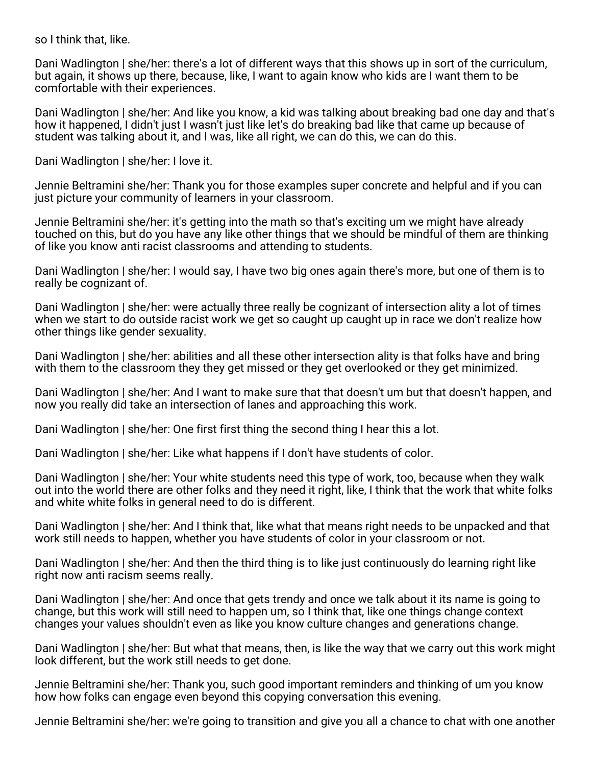so I think that, like.

Dani Wadlington | she/her: there's a lot of different ways that this shows up in sort of the curriculum, but again, it shows up there, because, like, I want to again know who kids are I want them to be comfortable with their experiences.

Dani Wadlington | she/her: And like you know, a kid was talking about breaking bad one day and that's how it happened, I didn't just I wasn't just like let's do breaking bad like that came up because of student was talking about it, and I was, like all right, we can do this, we can do this.

Dani Wadlington | she/her: I love it.

Jennie Beltramini she/her: Thank you for those examples super concrete and helpful and if you can just picture your community of learners in your classroom.

Jennie Beltramini she/her: it's getting into the math so that's exciting um we might have already touched on this, but do you have any like other things that we should be mindful of them are thinking of like you know anti racist classrooms and attending to students.

Dani Wadlington | she/her: I would say, I have two big ones again there's more, but one of them is to really be cognizant of.

Dani Wadlington | she/her: were actually three really be cognizant of intersection ality a lot of times when we start to do outside racist work we get so caught up caught up in race we don't realize how other things like gender sexuality.

Dani Wadlington | she/her: abilities and all these other intersection ality is that folks have and bring with them to the classroom they they get missed or they get overlooked or they get minimized.

Dani Wadlington | she/her: And I want to make sure that that doesn't um but that doesn't happen, and now you really did take an intersection of lanes and approaching this work.

Dani Wadlington | she/her: One first first thing the second thing I hear this a lot.

Dani Wadlington | she/her: Like what happens if I don't have students of color.

Dani Wadlington | she/her: Your white students need this type of work, too, because when they walk out into the world there are other folks and they need it right, like, I think that the work that white folks and white white folks in general need to do is different.

Dani Wadlington | she/her: And I think that, like what that means right needs to be unpacked and that work still needs to happen, whether you have students of color in your classroom or not.

Dani Wadlington | she/her: And then the third thing is to like just continuously do learning right like right now anti racism seems really.

Dani Wadlington | she/her: And once that gets trendy and once we talk about it its name is going to change, but this work will still need to happen um, so I think that, like one things change context changes your values shouldn't even as like you know culture changes and generations change.

Dani Wadlington | she/her: But what that means, then, is like the way that we carry out this work might look different, but the work still needs to get done.

Jennie Beltramini she/her: Thank you, such good important reminders and thinking of um you know how how folks can engage even beyond this copying conversation this evening.

Jennie Beltramini she/her: we're going to transition and give you all a chance to chat with one another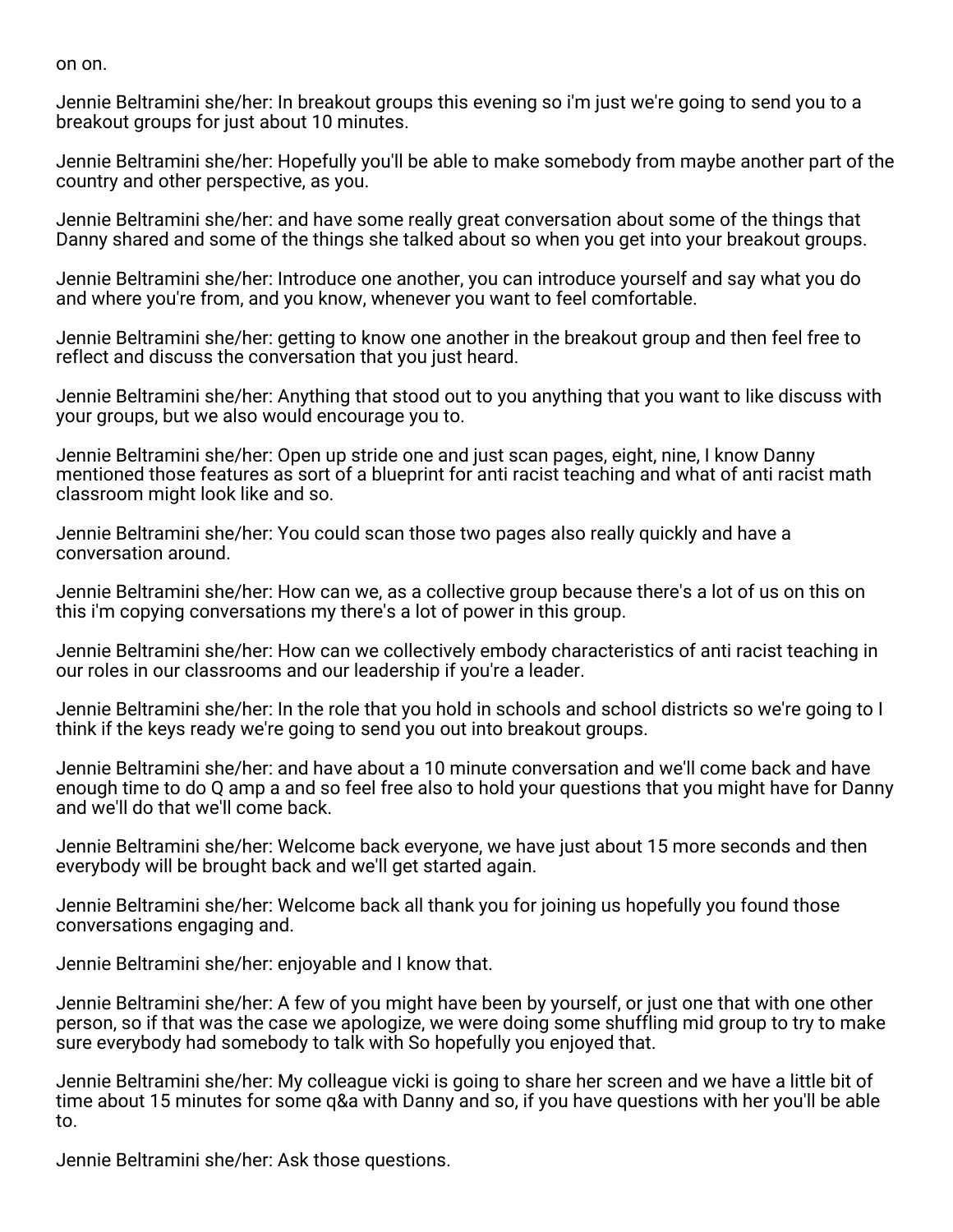on on.

Jennie Beltramini she/her: In breakout groups this evening so i'm just we're going to send you to a breakout groups for just about 10 minutes.

Jennie Beltramini she/her: Hopefully you'll be able to make somebody from maybe another part of the country and other perspective, as you.

Jennie Beltramini she/her: and have some really great conversation about some of the things that Danny shared and some of the things she talked about so when you get into your breakout groups.

Jennie Beltramini she/her: Introduce one another, you can introduce yourself and say what you do and where you're from, and you know, whenever you want to feel comfortable.

Jennie Beltramini she/her: getting to know one another in the breakout group and then feel free to reflect and discuss the conversation that you just heard.

Jennie Beltramini she/her: Anything that stood out to you anything that you want to like discuss with your groups, but we also would encourage you to.

Jennie Beltramini she/her: Open up stride one and just scan pages, eight, nine, I know Danny mentioned those features as sort of a blueprint for anti racist teaching and what of anti racist math classroom might look like and so.

Jennie Beltramini she/her: You could scan those two pages also really quickly and have a conversation around.

Jennie Beltramini she/her: How can we, as a collective group because there's a lot of us on this on this i'm copying conversations my there's a lot of power in this group.

Jennie Beltramini she/her: How can we collectively embody characteristics of anti racist teaching in our roles in our classrooms and our leadership if you're a leader.

Jennie Beltramini she/her: In the role that you hold in schools and school districts so we're going to I think if the keys ready we're going to send you out into breakout groups.

Jennie Beltramini she/her: and have about a 10 minute conversation and we'll come back and have enough time to do Q amp a and so feel free also to hold your questions that you might have for Danny and we'll do that we'll come back.

Jennie Beltramini she/her: Welcome back everyone, we have just about 15 more seconds and then everybody will be brought back and we'll get started again.

Jennie Beltramini she/her: Welcome back all thank you for joining us hopefully you found those conversations engaging and.

Jennie Beltramini she/her: enjoyable and I know that.

Jennie Beltramini she/her: A few of you might have been by yourself, or just one that with one other person, so if that was the case we apologize, we were doing some shuffling mid group to try to make sure everybody had somebody to talk with So hopefully you enjoyed that.

Jennie Beltramini she/her: My colleague vicki is going to share her screen and we have a little bit of time about 15 minutes for some q&a with Danny and so, if you have questions with her you'll be able to.

Jennie Beltramini she/her: Ask those questions.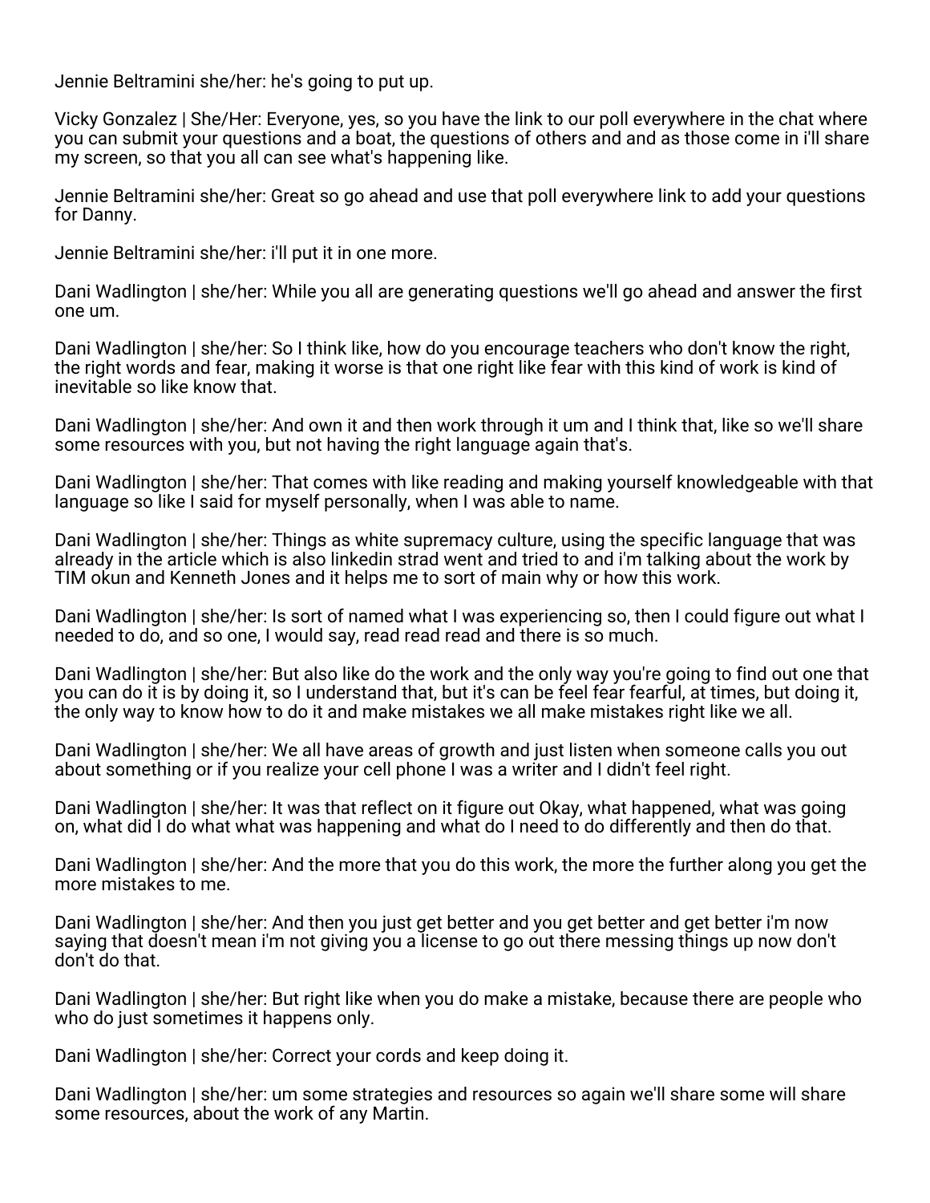Jennie Beltramini she/her: he's going to put up.

Vicky Gonzalez | She/Her: Everyone, yes, so you have the link to our poll everywhere in the chat where you can submit your questions and a boat, the questions of others and and as those come in i'll share my screen, so that you all can see what's happening like.

Jennie Beltramini she/her: Great so go ahead and use that poll everywhere link to add your questions for Danny.

Jennie Beltramini she/her: i'll put it in one more.

Dani Wadlington | she/her: While you all are generating questions we'll go ahead and answer the first one um.

Dani Wadlington | she/her: So I think like, how do you encourage teachers who don't know the right, the right words and fear, making it worse is that one right like fear with this kind of work is kind of inevitable so like know that.

Dani Wadlington | she/her: And own it and then work through it um and I think that, like so we'll share some resources with you, but not having the right language again that's.

Dani Wadlington | she/her: That comes with like reading and making yourself knowledgeable with that language so like I said for myself personally, when I was able to name.

Dani Wadlington | she/her: Things as white supremacy culture, using the specific language that was already in the article which is also linkedin strad went and tried to and i'm talking about the work by TIM okun and Kenneth Jones and it helps me to sort of main why or how this work.

Dani Wadlington | she/her: Is sort of named what I was experiencing so, then I could figure out what I needed to do, and so one, I would say, read read read and there is so much.

Dani Wadlington | she/her: But also like do the work and the only way you're going to find out one that you can do it is by doing it, so I understand that, but it's can be feel fear fearful, at times, but doing it, the only way to know how to do it and make mistakes we all make mistakes right like we all.

Dani Wadlington | she/her: We all have areas of growth and just listen when someone calls you out about something or if you realize your cell phone I was a writer and I didn't feel right.

Dani Wadlington | she/her: It was that reflect on it figure out Okay, what happened, what was going on, what did I do what what was happening and what do I need to do differently and then do that.

Dani Wadlington | she/her: And the more that you do this work, the more the further along you get the more mistakes to me.

Dani Wadlington | she/her: And then you just get better and you get better and get better i'm now saying that doesn't mean i'm not giving you a license to go out there messing things up now don't don't do that.

Dani Wadlington | she/her: But right like when you do make a mistake, because there are people who who do just sometimes it happens only.

Dani Wadlington | she/her: Correct your cords and keep doing it.

Dani Wadlington | she/her: um some strategies and resources so again we'll share some will share some resources, about the work of any Martin.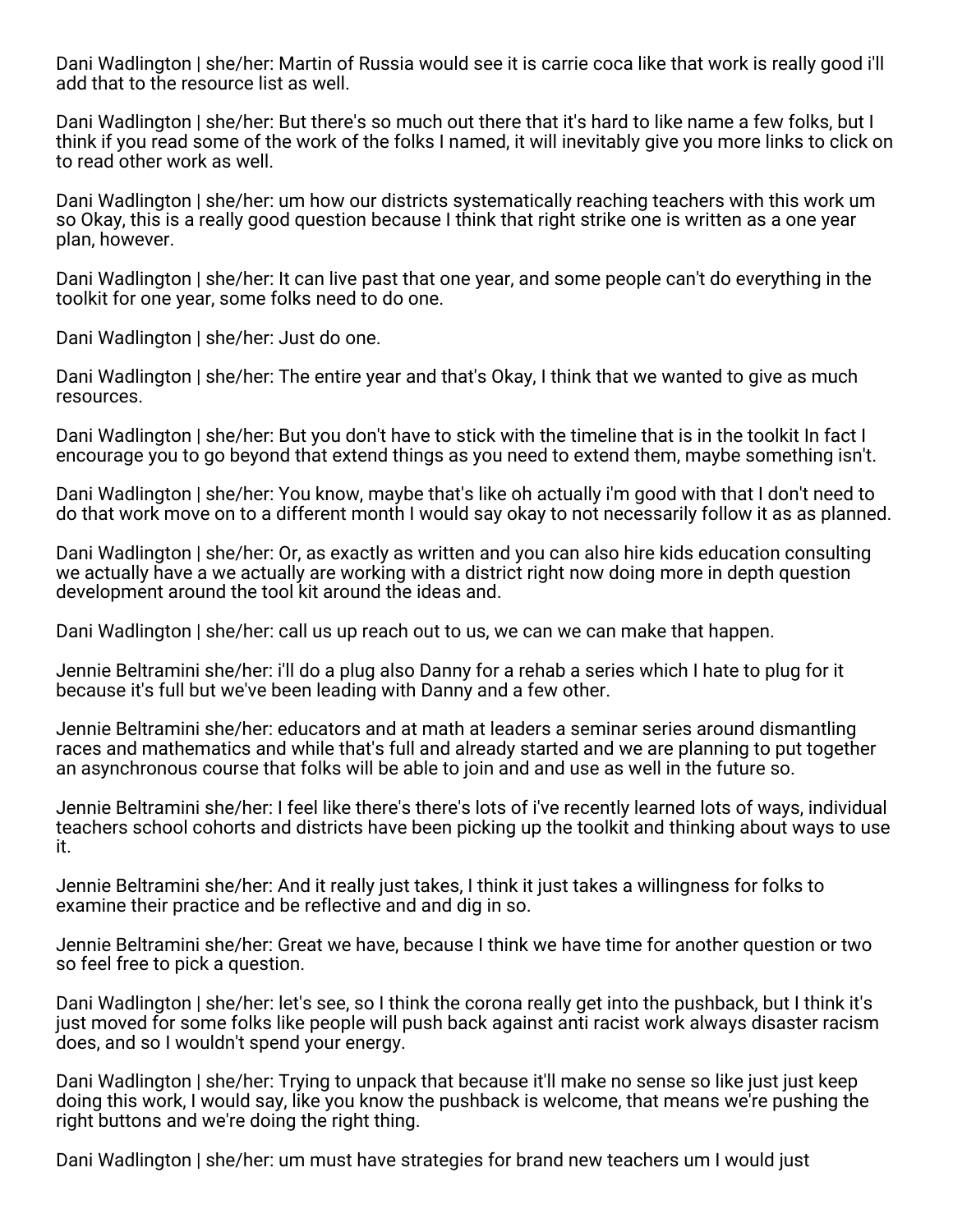Dani Wadlington | she/her: Martin of Russia would see it is carrie coca like that work is really good i'll add that to the resource list as well.

Dani Wadlington | she/her: But there's so much out there that it's hard to like name a few folks, but I think if you read some of the work of the folks I named, it will inevitably give you more links to click on to read other work as well.

Dani Wadlington | she/her: um how our districts systematically reaching teachers with this work um so Okay, this is a really good question because I think that right strike one is written as a one year plan, however.

Dani Wadlington | she/her: It can live past that one year, and some people can't do everything in the toolkit for one year, some folks need to do one.

Dani Wadlington | she/her: Just do one.

Dani Wadlington | she/her: The entire year and that's Okay, I think that we wanted to give as much resources.

Dani Wadlington | she/her: But you don't have to stick with the timeline that is in the toolkit In fact I encourage you to go beyond that extend things as you need to extend them, maybe something isn't.

Dani Wadlington | she/her: You know, maybe that's like oh actually i'm good with that I don't need to do that work move on to a different month I would say okay to not necessarily follow it as as planned.

Dani Wadlington | she/her: Or, as exactly as written and you can also hire kids education consulting we actually have a we actually are working with a district right now doing more in depth question development around the tool kit around the ideas and.

Dani Wadlington | she/her: call us up reach out to us, we can we can make that happen.

Jennie Beltramini she/her: i'll do a plug also Danny for a rehab a series which I hate to plug for it because it's full but we've been leading with Danny and a few other.

Jennie Beltramini she/her: educators and at math at leaders a seminar series around dismantling races and mathematics and while that's full and already started and we are planning to put together an asynchronous course that folks will be able to join and and use as well in the future so.

Jennie Beltramini she/her: I feel like there's there's lots of i've recently learned lots of ways, individual teachers school cohorts and districts have been picking up the toolkit and thinking about ways to use it.

Jennie Beltramini she/her: And it really just takes, I think it just takes a willingness for folks to examine their practice and be reflective and and dig in so.

Jennie Beltramini she/her: Great we have, because I think we have time for another question or two so feel free to pick a question.

Dani Wadlington | she/her: let's see, so I think the corona really get into the pushback, but I think it's just moved for some folks like people will push back against anti racist work always disaster racism does, and so I wouldn't spend your energy.

Dani Wadlington | she/her: Trying to unpack that because it'll make no sense so like just just keep doing this work, I would say, like you know the pushback is welcome, that means we're pushing the right buttons and we're doing the right thing.

Dani Wadlington | she/her: um must have strategies for brand new teachers um I would just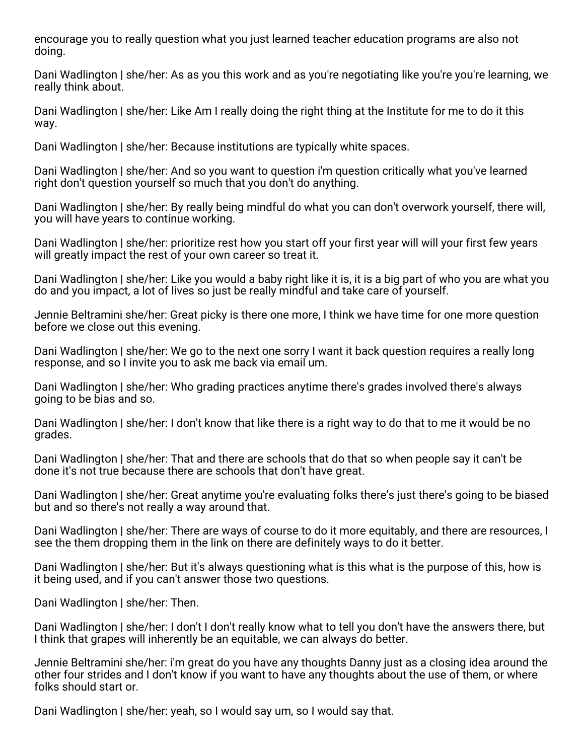encourage you to really question what you just learned teacher education programs are also not doing.

Dani Wadlington | she/her: As as you this work and as you're negotiating like you're you're learning, we really think about.

Dani Wadlington | she/her: Like Am I really doing the right thing at the Institute for me to do it this way.

Dani Wadlington | she/her: Because institutions are typically white spaces.

Dani Wadlington | she/her: And so you want to question i'm question critically what you've learned right don't question yourself so much that you don't do anything.

Dani Wadlington | she/her: By really being mindful do what you can don't overwork yourself, there will, you will have years to continue working.

Dani Wadlington | she/her: prioritize rest how you start off your first year will will your first few years will greatly impact the rest of your own career so treat it.

Dani Wadlington | she/her: Like you would a baby right like it is, it is a big part of who you are what you do and you impact, a lot of lives so just be really mindful and take care of yourself.

Jennie Beltramini she/her: Great picky is there one more, I think we have time for one more question before we close out this evening.

Dani Wadlington | she/her: We go to the next one sorry I want it back question requires a really long response, and so I invite you to ask me back via email um.

Dani Wadlington | she/her: Who grading practices anytime there's grades involved there's always going to be bias and so.

Dani Wadlington | she/her: I don't know that like there is a right way to do that to me it would be no grades.

Dani Wadlington | she/her: That and there are schools that do that so when people say it can't be done it's not true because there are schools that don't have great.

Dani Wadlington | she/her: Great anytime you're evaluating folks there's just there's going to be biased but and so there's not really a way around that.

Dani Wadlington | she/her: There are ways of course to do it more equitably, and there are resources, I see the them dropping them in the link on there are definitely ways to do it better.

Dani Wadlington | she/her: But it's always questioning what is this what is the purpose of this, how is it being used, and if you can't answer those two questions.

Dani Wadlington | she/her: Then.

Dani Wadlington | she/her: I don't I don't really know what to tell you don't have the answers there, but I think that grapes will inherently be an equitable, we can always do better.

Jennie Beltramini she/her: i'm great do you have any thoughts Danny just as a closing idea around the other four strides and I don't know if you want to have any thoughts about the use of them, or where folks should start or.

Dani Wadlington | she/her: yeah, so I would say um, so I would say that.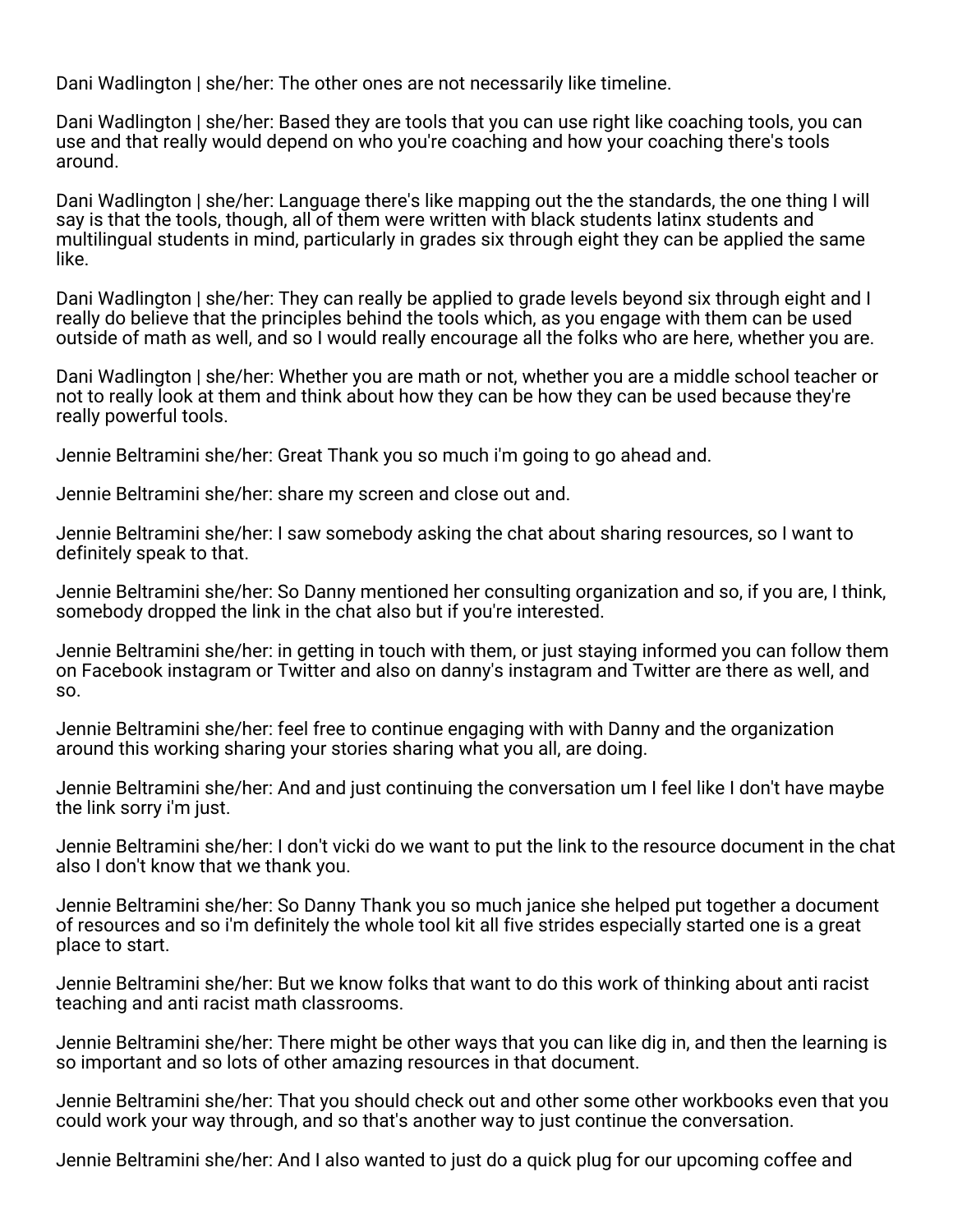Dani Wadlington | she/her: The other ones are not necessarily like timeline.

Dani Wadlington | she/her: Based they are tools that you can use right like coaching tools, you can use and that really would depend on who you're coaching and how your coaching there's tools around.

Dani Wadlington | she/her: Language there's like mapping out the the standards, the one thing I will say is that the tools, though, all of them were written with black students latinx students and multilingual students in mind, particularly in grades six through eight they can be applied the same like.

Dani Wadlington | she/her: They can really be applied to grade levels beyond six through eight and I really do believe that the principles behind the tools which, as you engage with them can be used outside of math as well, and so I would really encourage all the folks who are here, whether you are.

Dani Wadlington | she/her: Whether you are math or not, whether you are a middle school teacher or not to really look at them and think about how they can be how they can be used because they're really powerful tools.

Jennie Beltramini she/her: Great Thank you so much i'm going to go ahead and.

Jennie Beltramini she/her: share my screen and close out and.

Jennie Beltramini she/her: I saw somebody asking the chat about sharing resources, so I want to definitely speak to that.

Jennie Beltramini she/her: So Danny mentioned her consulting organization and so, if you are, I think, somebody dropped the link in the chat also but if you're interested.

Jennie Beltramini she/her: in getting in touch with them, or just staying informed you can follow them on Facebook instagram or Twitter and also on danny's instagram and Twitter are there as well, and so.

Jennie Beltramini she/her: feel free to continue engaging with with Danny and the organization around this working sharing your stories sharing what you all, are doing.

Jennie Beltramini she/her: And and just continuing the conversation um I feel like I don't have maybe the link sorry i'm just.

Jennie Beltramini she/her: I don't vicki do we want to put the link to the resource document in the chat also I don't know that we thank you.

Jennie Beltramini she/her: So Danny Thank you so much janice she helped put together a document of resources and so i'm definitely the whole tool kit all five strides especially started one is a great place to start.

Jennie Beltramini she/her: But we know folks that want to do this work of thinking about anti racist teaching and anti racist math classrooms.

Jennie Beltramini she/her: There might be other ways that you can like dig in, and then the learning is so important and so lots of other amazing resources in that document.

Jennie Beltramini she/her: That you should check out and other some other workbooks even that you could work your way through, and so that's another way to just continue the conversation.

Jennie Beltramini she/her: And I also wanted to just do a quick plug for our upcoming coffee and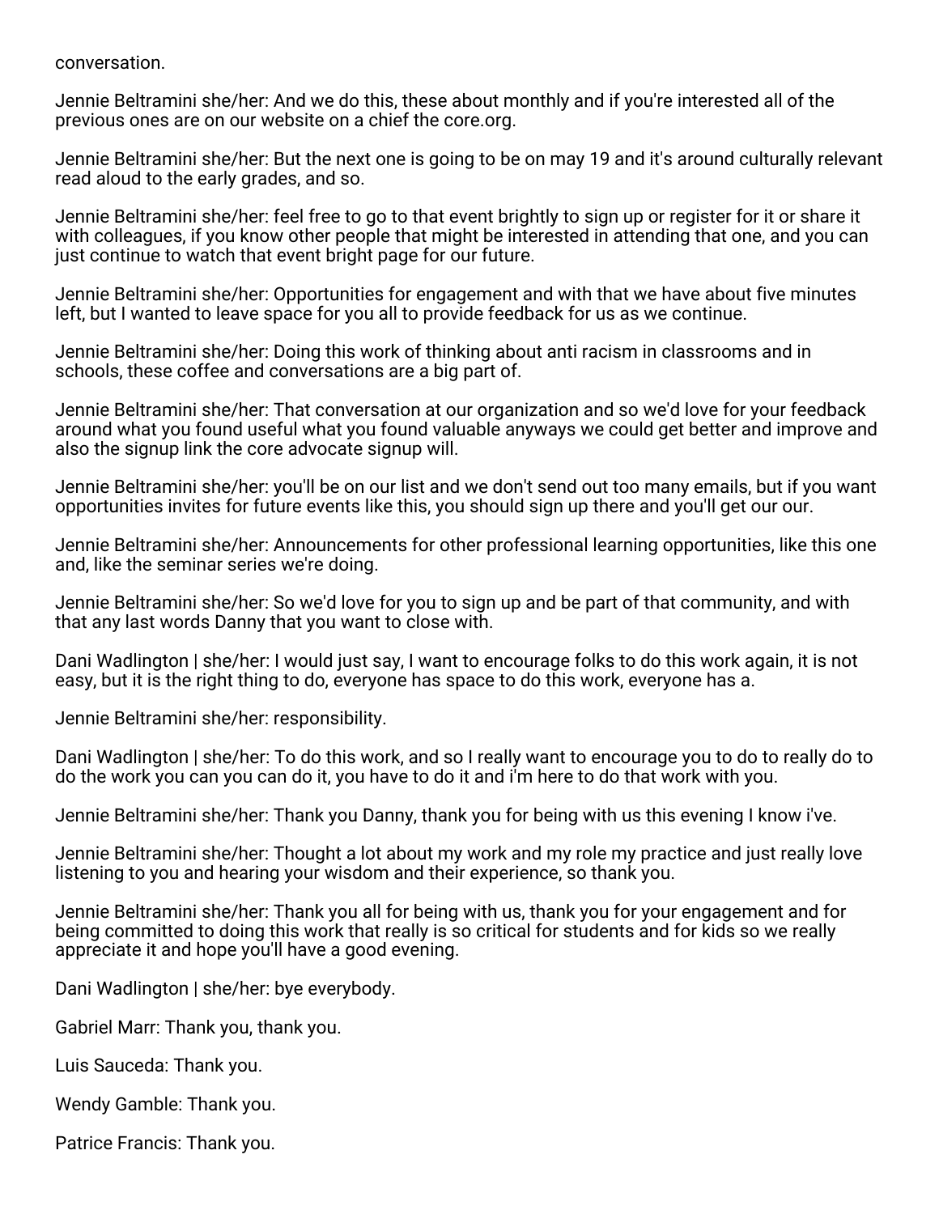conversation.

Jennie Beltramini she/her: And we do this, these about monthly and if you're interested all of the previous ones are on our website on a chief the core.org.

Jennie Beltramini she/her: But the next one is going to be on may 19 and it's around culturally relevant read aloud to the early grades, and so.

Jennie Beltramini she/her: feel free to go to that event brightly to sign up or register for it or share it with colleagues, if you know other people that might be interested in attending that one, and you can just continue to watch that event bright page for our future.

Jennie Beltramini she/her: Opportunities for engagement and with that we have about five minutes left, but I wanted to leave space for you all to provide feedback for us as we continue.

Jennie Beltramini she/her: Doing this work of thinking about anti racism in classrooms and in schools, these coffee and conversations are a big part of.

Jennie Beltramini she/her: That conversation at our organization and so we'd love for your feedback around what you found useful what you found valuable anyways we could get better and improve and also the signup link the core advocate signup will.

Jennie Beltramini she/her: you'll be on our list and we don't send out too many emails, but if you want opportunities invites for future events like this, you should sign up there and you'll get our our.

Jennie Beltramini she/her: Announcements for other professional learning opportunities, like this one and, like the seminar series we're doing.

Jennie Beltramini she/her: So we'd love for you to sign up and be part of that community, and with that any last words Danny that you want to close with.

Dani Wadlington | she/her: I would just say, I want to encourage folks to do this work again, it is not easy, but it is the right thing to do, everyone has space to do this work, everyone has a.

Jennie Beltramini she/her: responsibility.

Dani Wadlington | she/her: To do this work, and so I really want to encourage you to do to really do to do the work you can you can do it, you have to do it and i'm here to do that work with you.

Jennie Beltramini she/her: Thank you Danny, thank you for being with us this evening I know i've.

Jennie Beltramini she/her: Thought a lot about my work and my role my practice and just really love listening to you and hearing your wisdom and their experience, so thank you.

Jennie Beltramini she/her: Thank you all for being with us, thank you for your engagement and for being committed to doing this work that really is so critical for students and for kids so we really appreciate it and hope you'll have a good evening.

Dani Wadlington | she/her: bye everybody.

Gabriel Marr: Thank you, thank you.

Luis Sauceda: Thank you.

Wendy Gamble: Thank you.

Patrice Francis: Thank you.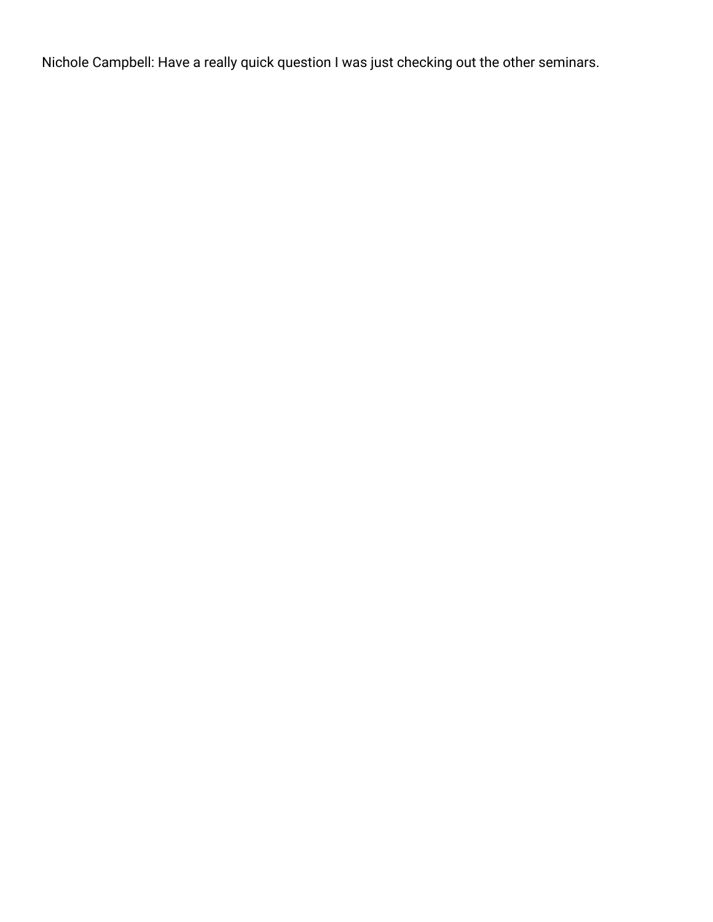Nichole Campbell: Have a really quick question I was just checking out the other seminars.